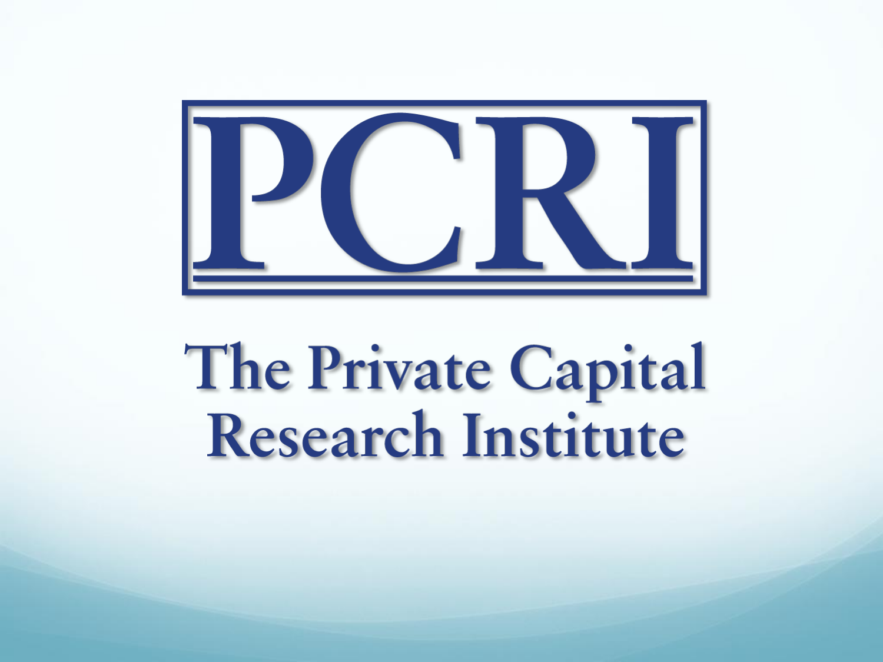# PCRI

## The Private Capital Research Institute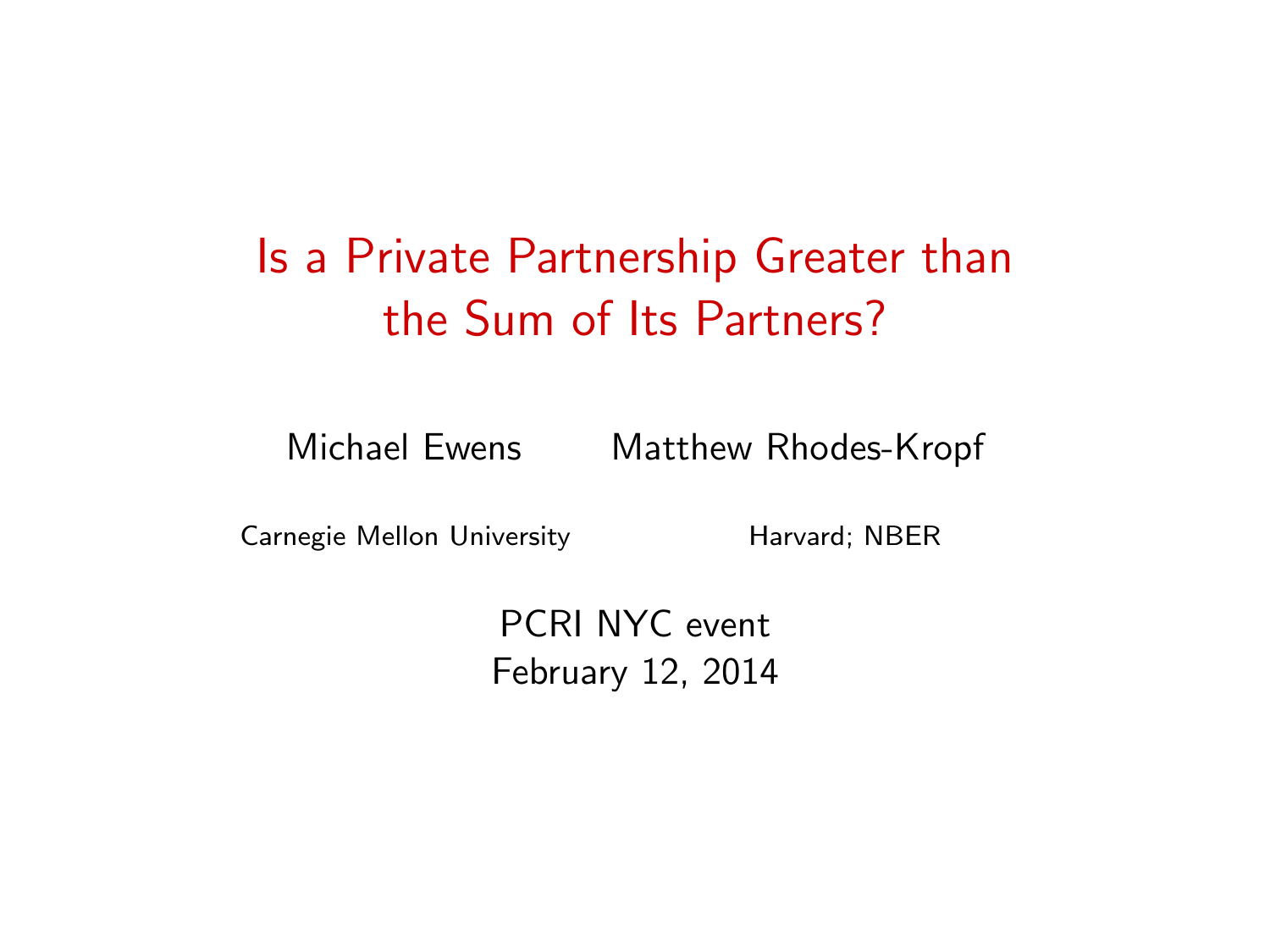# Is a Private Partnership Greater than the Sum of Its Partners?

Michael Ewens — Carnegie Mellon University

Matthew Rhodes-Kropf — Harvard; NBER

PCRI NYC event
February 12, 2014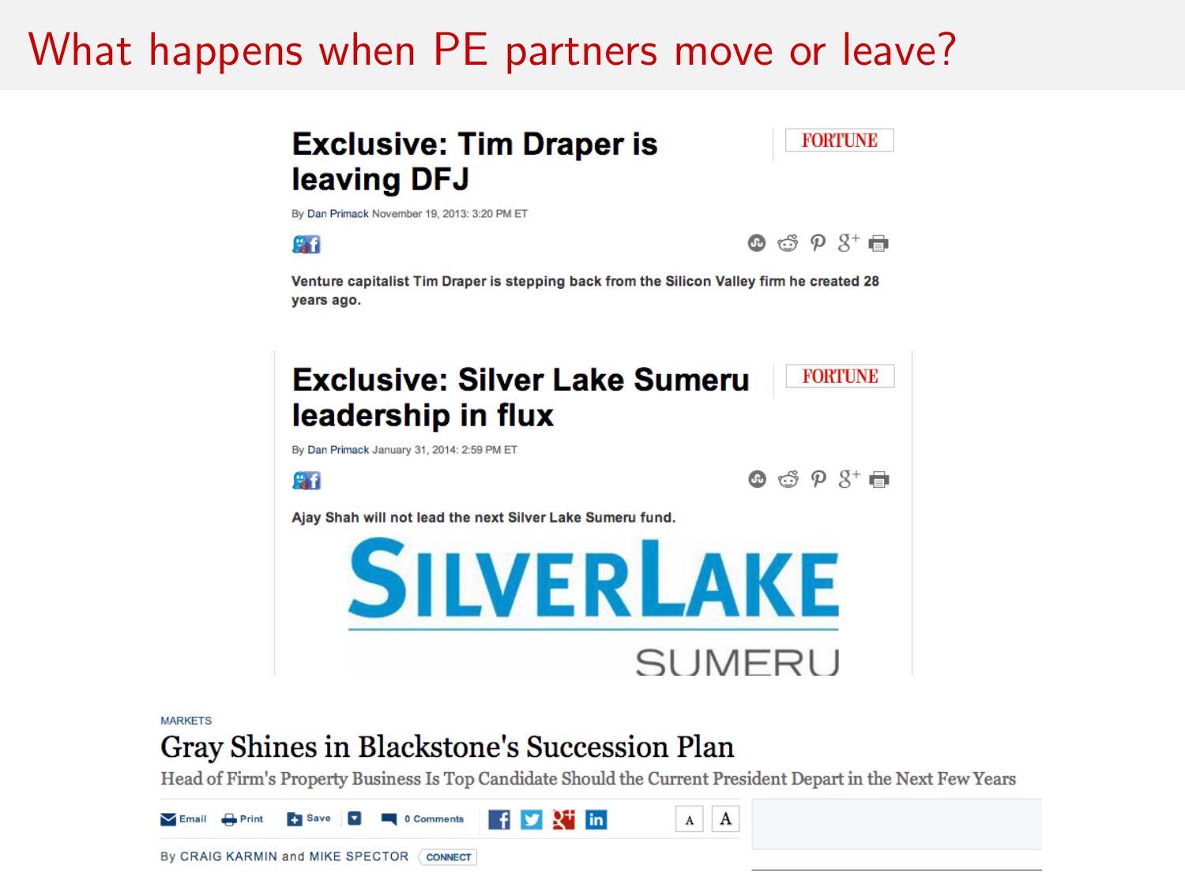# What happens when PE partners move or leave?

## Exclusive: Tim Draper is leaving DFJ

FORTUNE

By Dan Primack November 19, 2013: 3:20 PM ET

**Venture capitalist Tim Draper is stepping back from the Silicon Valley firm he created 28 years ago.**

## Exclusive: Silver Lake Sumeru leadership in flux

FORTUNE

By Dan Primack January 31, 2014: 2:59 PM ET

**Ajay Shah will not lead the next Silver Lake Sumeru fund.**

SILVERLAKE

SUMERU

MARKETS

## Gray Shines in Blackstone's Succession Plan

Head of Firm's Property Business Is Top Candidate Should the Current President Depart in the Next Few Years

Email Print Save 0 Comments

By CRAIG KARMIN and MIKE SPECTOR CONNECT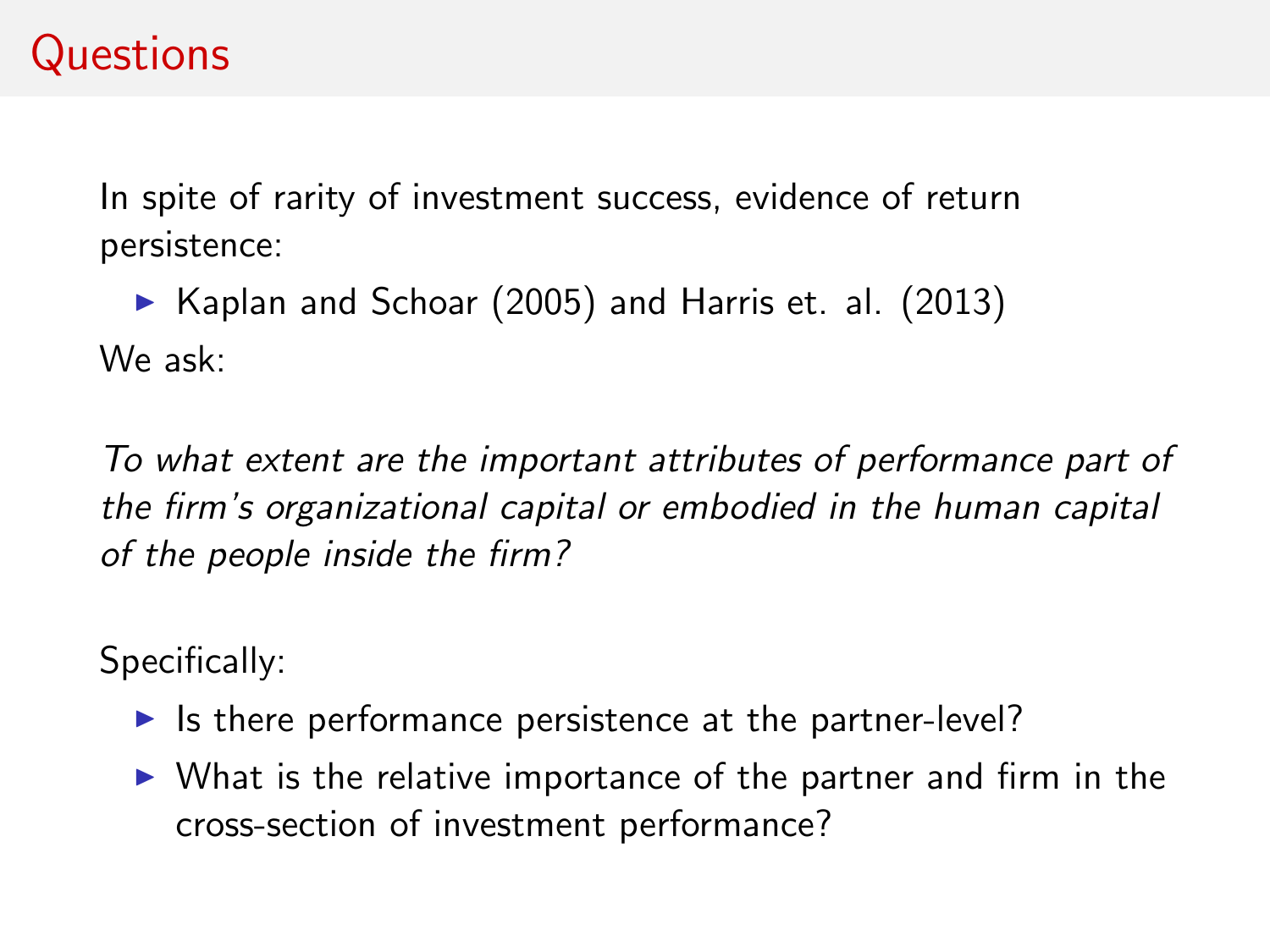# Questions

In spite of rarity of investment success, evidence of return persistence:

- Kaplan and Schoar (2005) and Harris et. al. (2013)

We ask:

*To what extent are the important attributes of performance part of the firm's organizational capital or embodied in the human capital of the people inside the firm?*

Specifically:

- Is there performance persistence at the partner-level?
- What is the relative importance of the partner and firm in the cross-section of investment performance?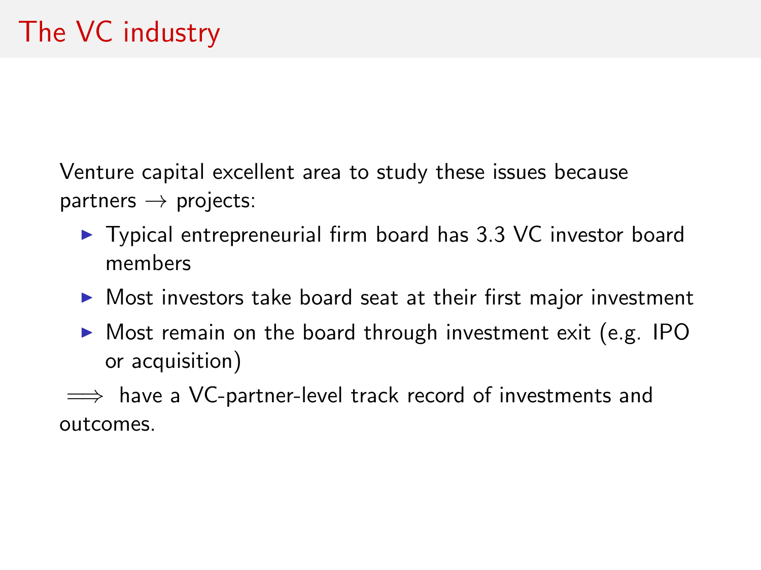# The VC industry

Venture capital excellent area to study these issues because partners $\rightarrow$ projects:

- Typical entrepreneurial firm board has 3.3 VC investor board members
- Most investors take board seat at their first major investment
- Most remain on the board through investment exit (e.g. IPO or acquisition)

$\Longrightarrow$ have a VC-partner-level track record of investments and outcomes.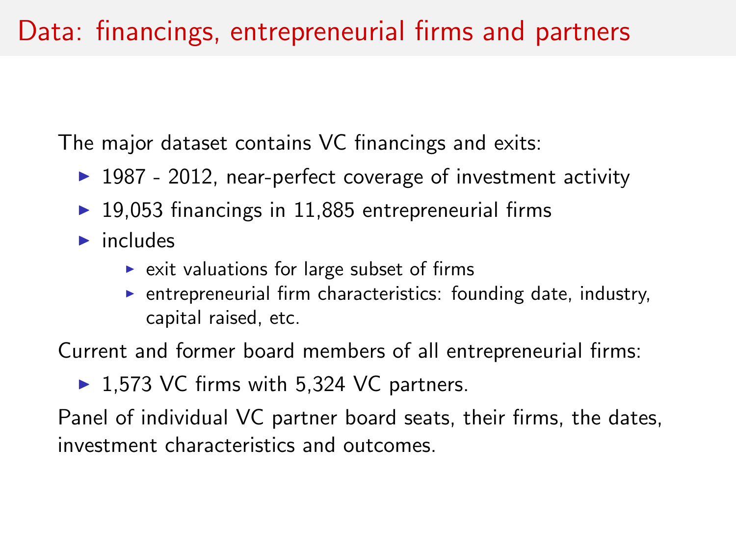# Data: financings, entrepreneurial firms and partners

The major dataset contains VC financings and exits:

- 1987 - 2012, near-perfect coverage of investment activity
- 19,053 financings in 11,885 entrepreneurial firms
- includes
  - exit valuations for large subset of firms
  - entrepreneurial firm characteristics: founding date, industry, capital raised, etc.

Current and former board members of all entrepreneurial firms:

- 1,573 VC firms with 5,324 VC partners.

Panel of individual VC partner board seats, their firms, the dates, investment characteristics and outcomes.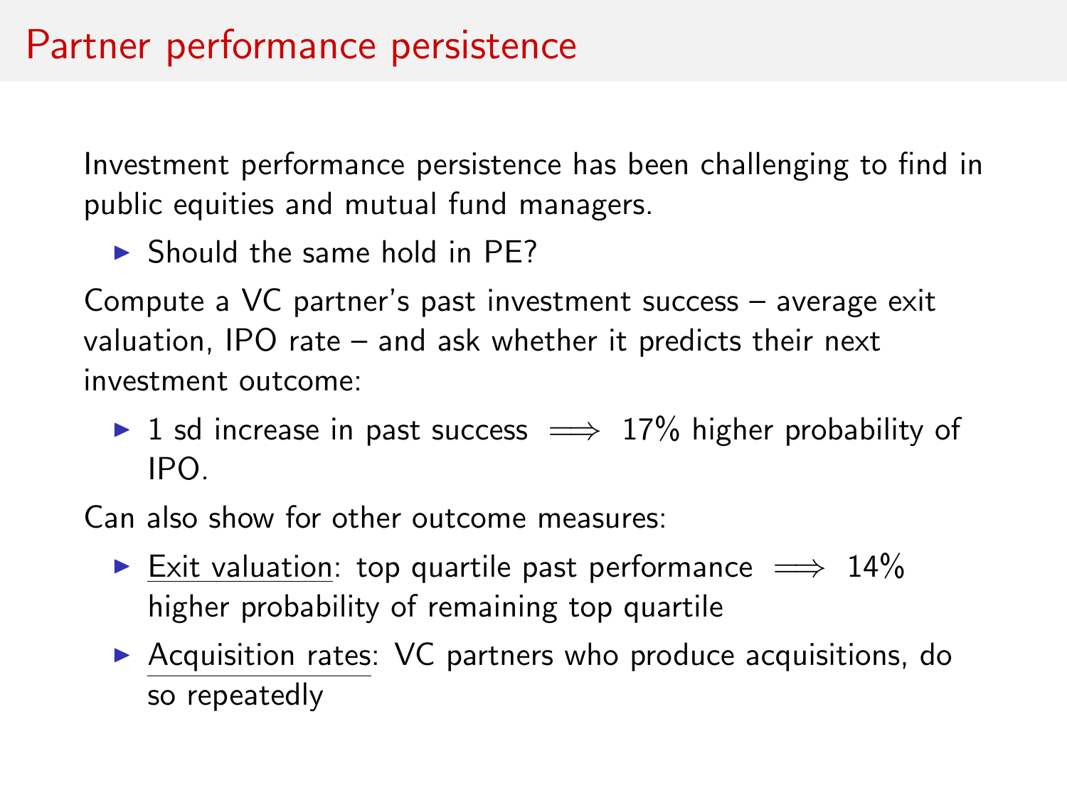# Partner performance persistence

Investment performance persistence has been challenging to find in public equities and mutual fund managers.

- Should the same hold in PE?

Compute a VC partner's past investment success – average exit valuation, IPO rate – and ask whether it predicts their next investment outcome:

- 1 sd increase in past success $\implies$ 17% higher probability of IPO.

Can also show for other outcome measures:

- Exit valuation: top quartile past performance $\implies$ 14% higher probability of remaining top quartile
- Acquisition rates: VC partners who produce acquisitions, do so repeatedly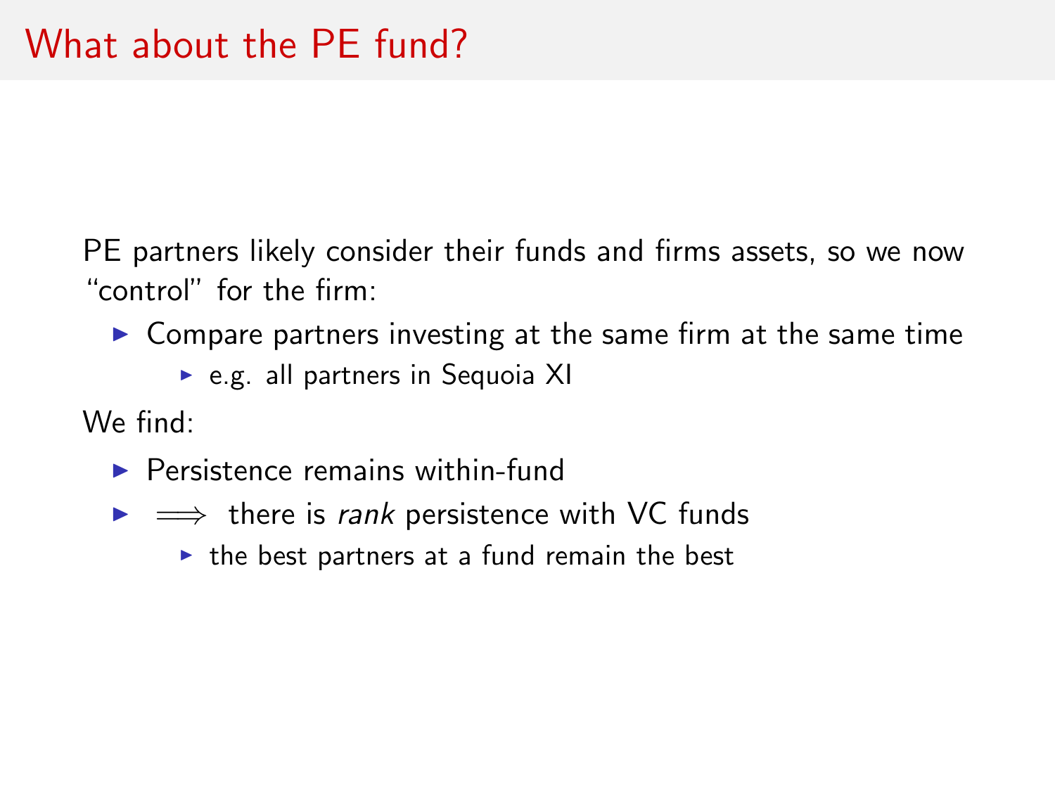# What about the PE fund?

PE partners likely consider their funds and firms assets, so we now "control" for the firm:

- Compare partners investing at the same firm at the same time
  - e.g. all partners in Sequoia XI

We find:

- Persistence remains within-fund
- $\implies$ there is *rank* persistence with VC funds
  - the best partners at a fund remain the best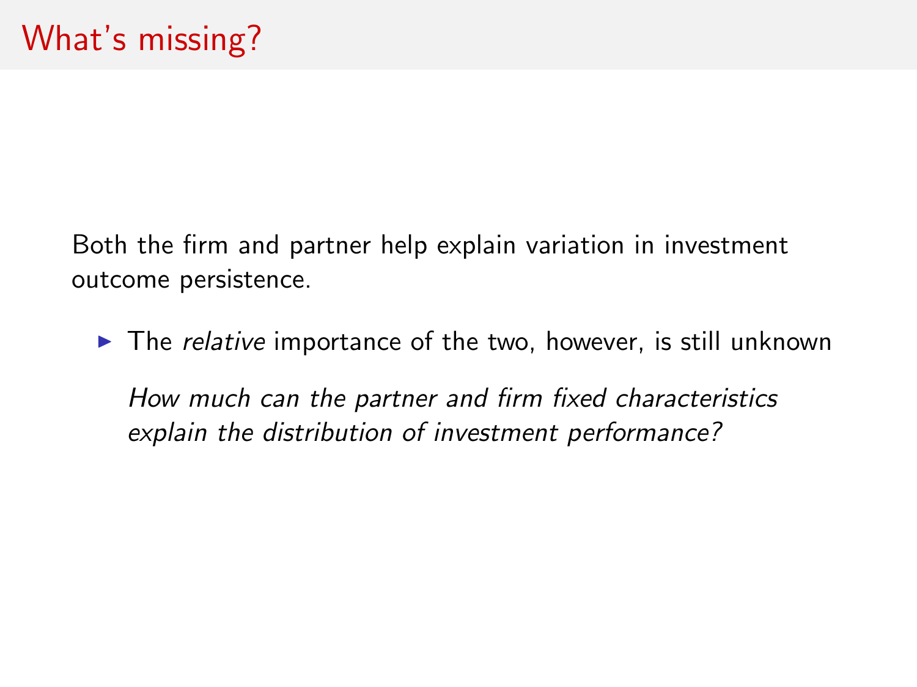# What's missing?

Both the firm and partner help explain variation in investment outcome persistence.

- The *relative* importance of the two, however, is still unknown

  *How much can the partner and firm fixed characteristics explain the distribution of investment performance?*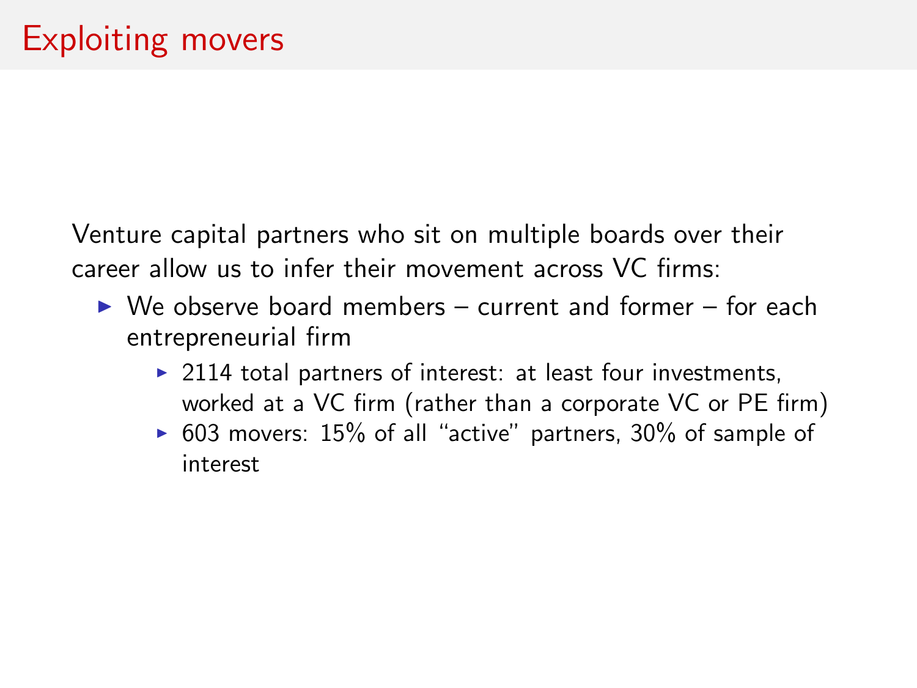# Exploiting movers

Venture capital partners who sit on multiple boards over their career allow us to infer their movement across VC firms:

- We observe board members – current and former – for each entrepreneurial firm
  - 2114 total partners of interest: at least four investments, worked at a VC firm (rather than a corporate VC or PE firm)
  - 603 movers: 15% of all "active" partners, 30% of sample of interest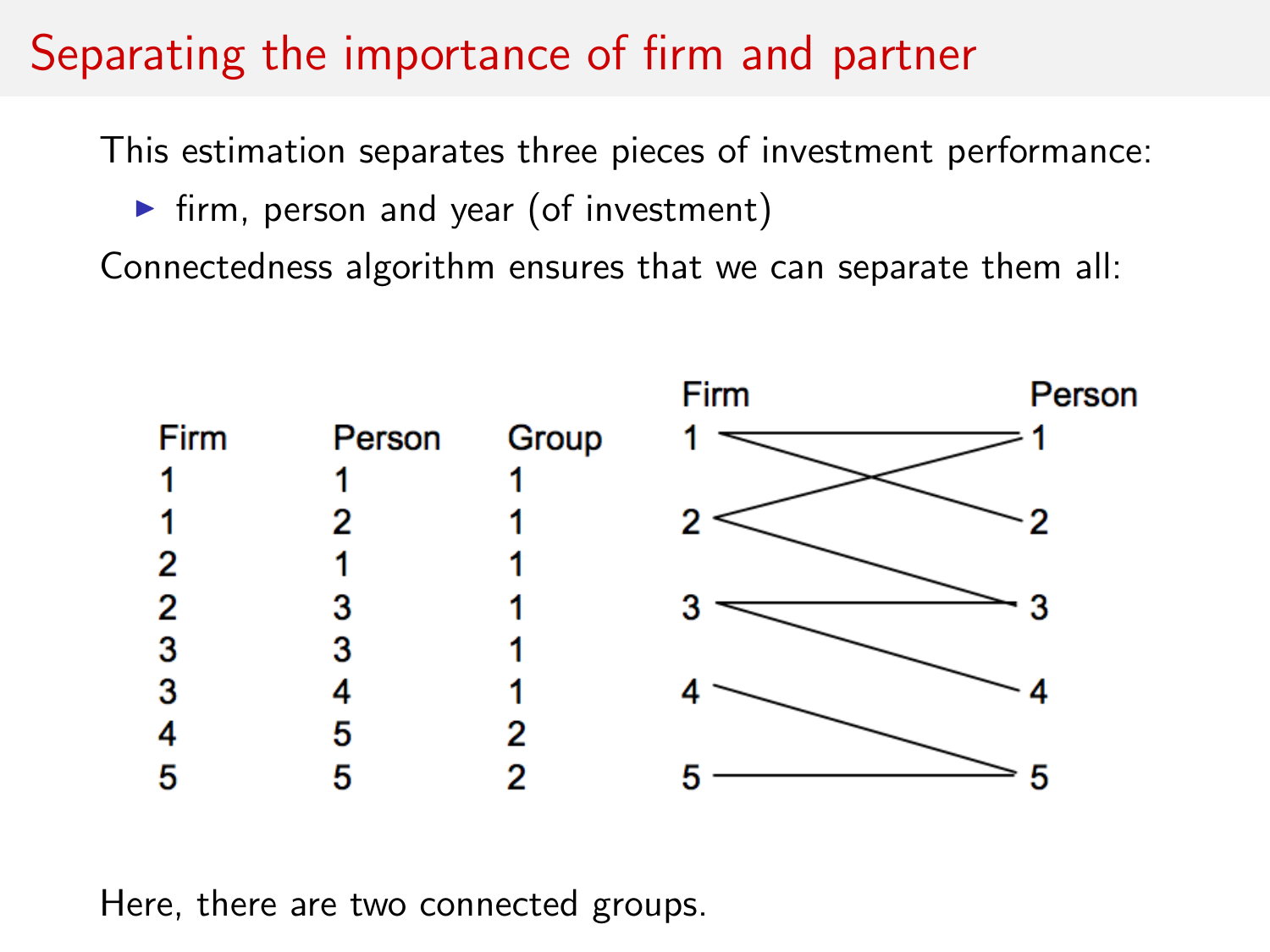# Separating the importance of firm and partner

This estimation separates three pieces of investment performance:

- firm, person and year (of investment)

Connectedness algorithm ensures that we can separate them all:

| Firm | Person | Group |
|---|---|---|
| 1 | 1 | 1 |
| 1 | 2 | 1 |
| 2 | 1 | 1 |
| 2 | 3 | 1 |
| 3 | 3 | 1 |
| 3 | 4 | 1 |
| 4 | 5 | 2 |
| 5 | 5 | 2 |

Here, there are two connected groups.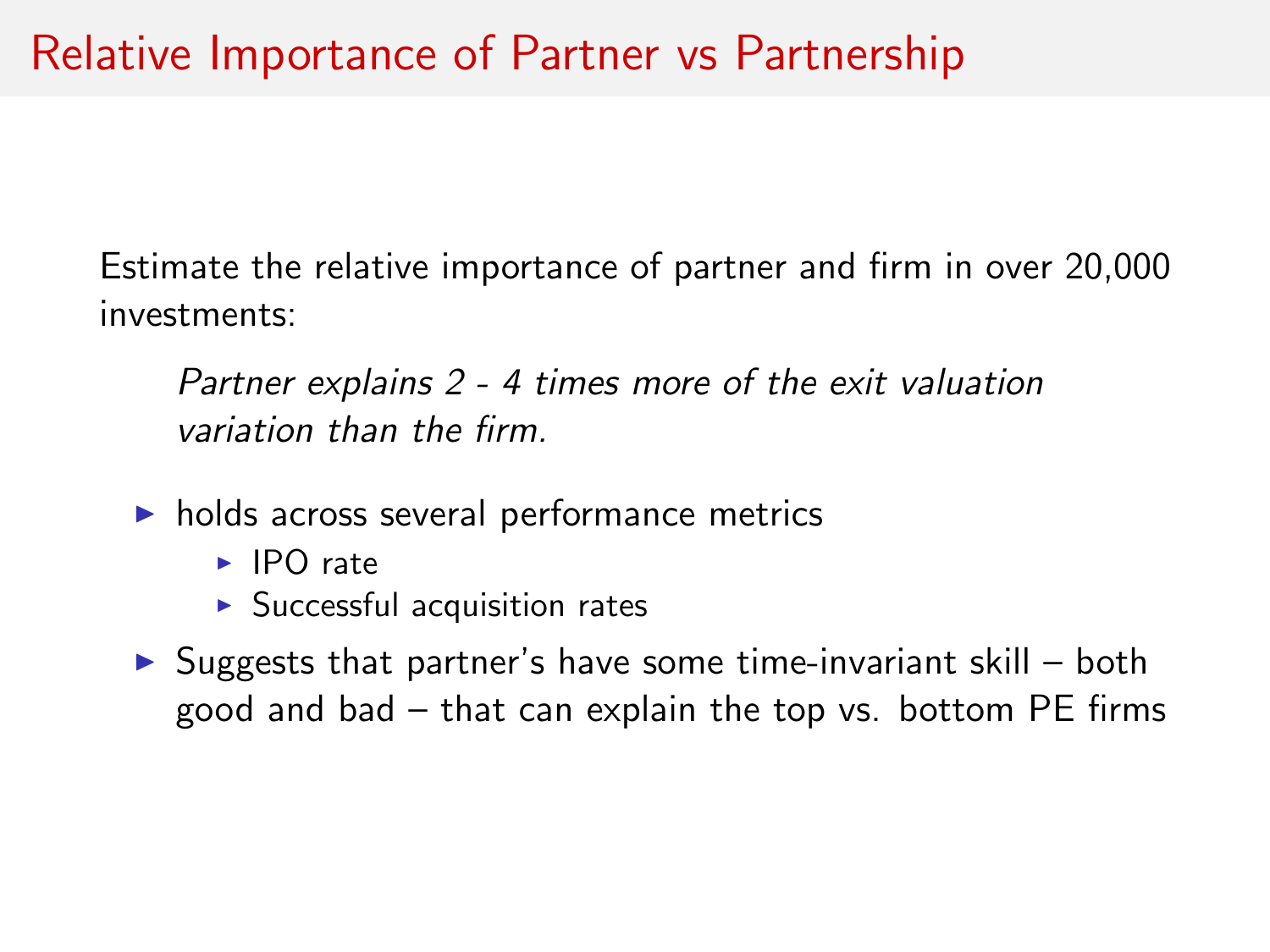# Relative Importance of Partner vs Partnership

Estimate the relative importance of partner and firm in over 20,000 investments:

> *Partner explains 2 - 4 times more of the exit valuation variation than the firm.*

- holds across several performance metrics
  - IPO rate
  - Successful acquisition rates
- Suggests that partner's have some time-invariant skill – both good and bad – that can explain the top vs. bottom PE firms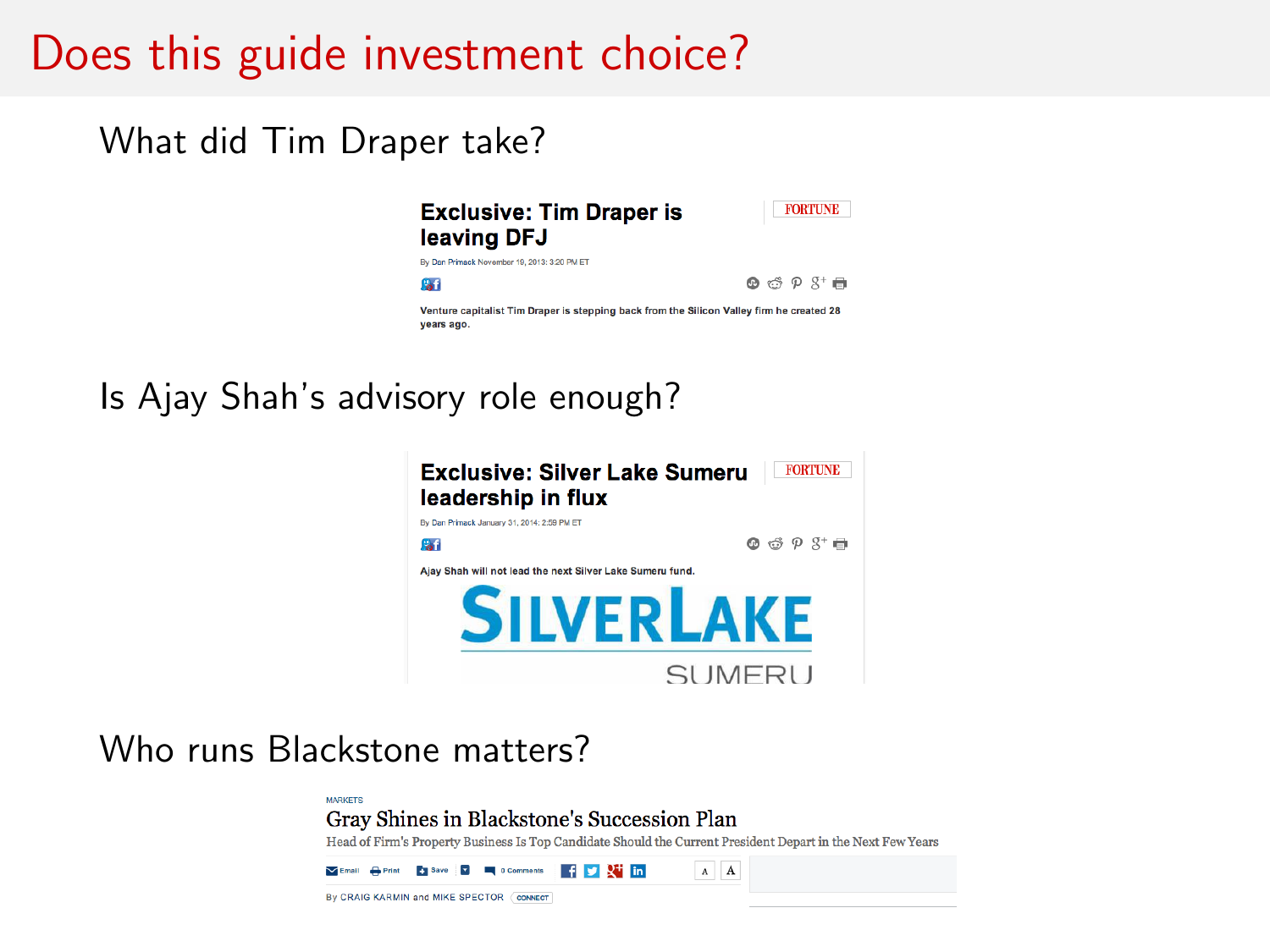# Does this guide investment choice?

What did Tim Draper take?

**Exclusive: Tim Draper is leaving DFJ**

FORTUNE

By Dan Primack November 19, 2013: 3:20 PM ET

Venture capitalist Tim Draper is stepping back from the Silicon Valley firm he created 28 years ago.

Is Ajay Shah's advisory role enough?

**Exclusive: Silver Lake Sumeru leadership in flux**

FORTUNE

By Dan Primack January 31, 2014: 2:59 PM ET

Ajay Shah will not lead the next Silver Lake Sumeru fund.

SILVERLAKE SUMERU

Who runs Blackstone matters?

MARKETS

**Gray Shines in Blackstone's Succession Plan**

Head of Firm's Property Business Is Top Candidate Should the Current President Depart in the Next Few Years

Email Print Save 0 Comments

By CRAIG KARMIN and MIKE SPECTOR CONNECT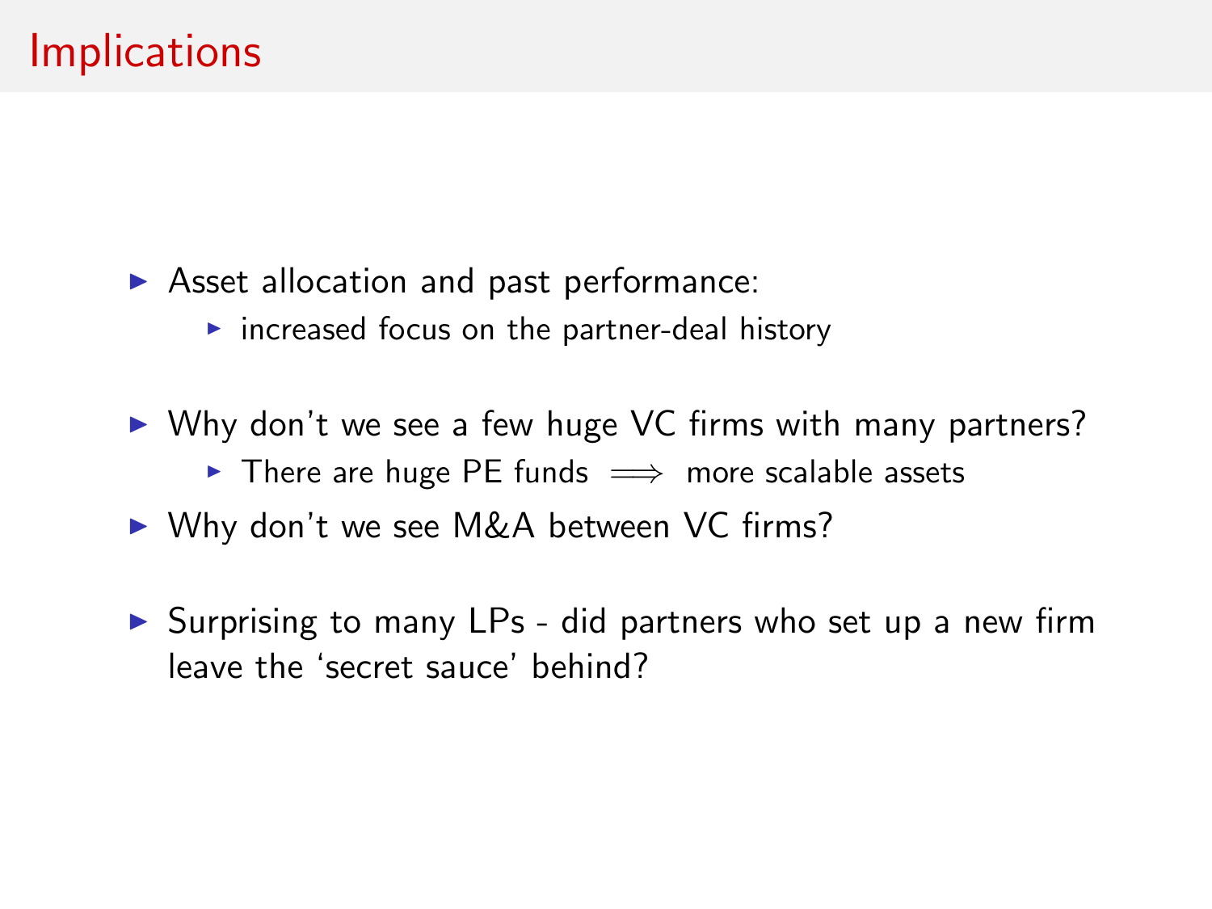# Implications

- Asset allocation and past performance:
  - increased focus on the partner-deal history
- Why don't we see a few huge VC firms with many partners?
  - There are huge PE funds $\implies$ more scalable assets
- Why don't we see M&A between VC firms?
- Surprising to many LPs - did partners who set up a new firm leave the 'secret sauce' behind?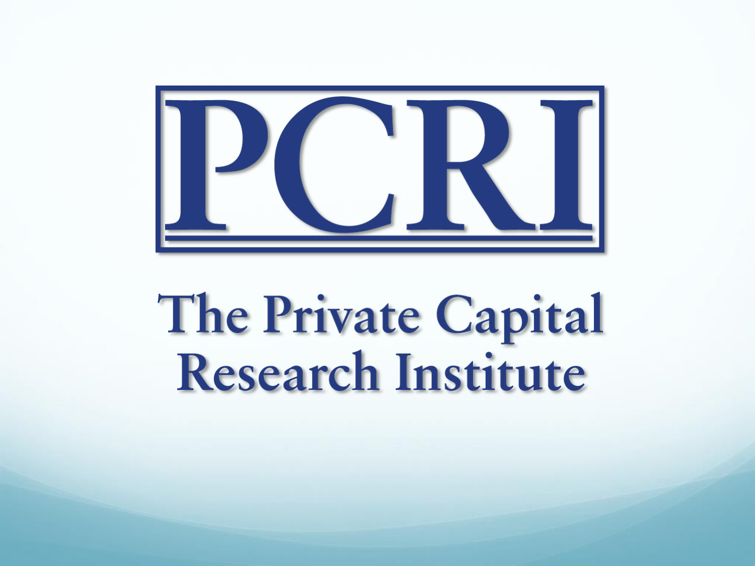# PCRI

## The Private Capital Research Institute